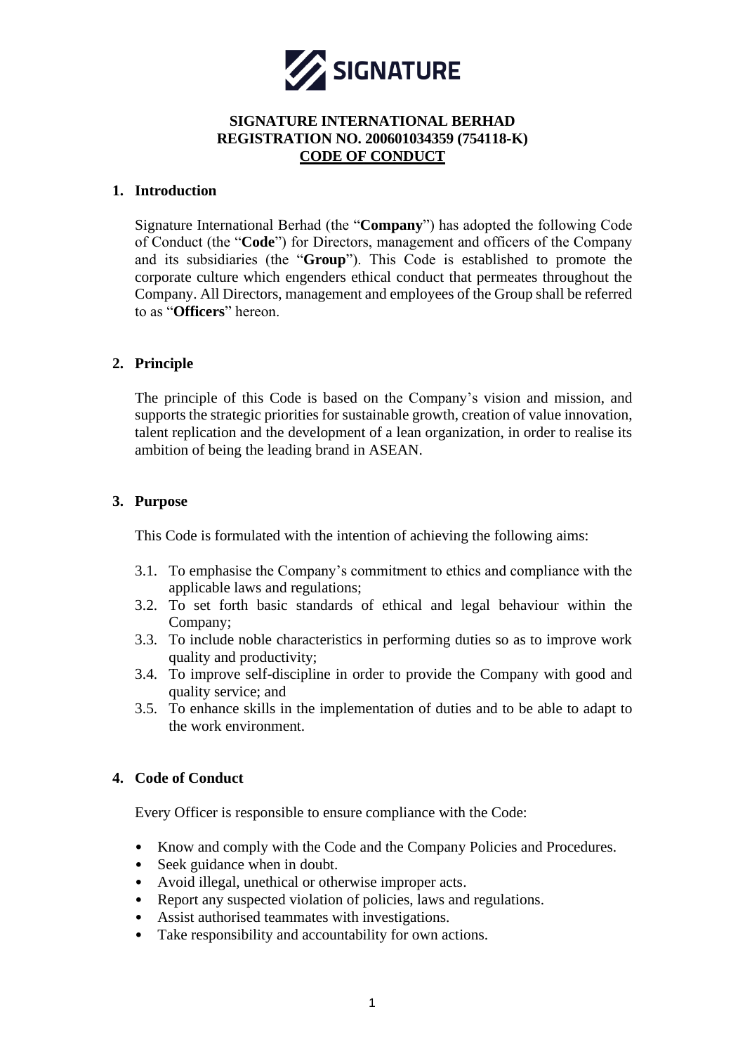**SIGNATURE INTERNATIONAL BERHAD**
**REGISTRATION NO. 200601034359 (754118-K)**
**CODE OF CONDUCT**

## 1. Introduction

Signature International Berhad (the "**Company**") has adopted the following Code of Conduct (the "**Code**") for Directors, management and officers of the Company and its subsidiaries (the "**Group**"). This Code is established to promote the corporate culture which engenders ethical conduct that permeates throughout the Company. All Directors, management and employees of the Group shall be referred to as "**Officers**" hereon.

## 2. Principle

The principle of this Code is based on the Company's vision and mission, and supports the strategic priorities for sustainable growth, creation of value innovation, talent replication and the development of a lean organization, in order to realise its ambition of being the leading brand in ASEAN.

## 3. Purpose

This Code is formulated with the intention of achieving the following aims:

3.1. To emphasise the Company's commitment to ethics and compliance with the applicable laws and regulations;

3.2. To set forth basic standards of ethical and legal behaviour within the Company;

3.3. To include noble characteristics in performing duties so as to improve work quality and productivity;

3.4. To improve self-discipline in order to provide the Company with good and quality service; and

3.5. To enhance skills in the implementation of duties and to be able to adapt to the work environment.

## 4. Code of Conduct

Every Officer is responsible to ensure compliance with the Code:

- Know and comply with the Code and the Company Policies and Procedures.
- Seek guidance when in doubt.
- Avoid illegal, unethical or otherwise improper acts.
- Report any suspected violation of policies, laws and regulations.
- Assist authorised teammates with investigations.
- Take responsibility and accountability for own actions.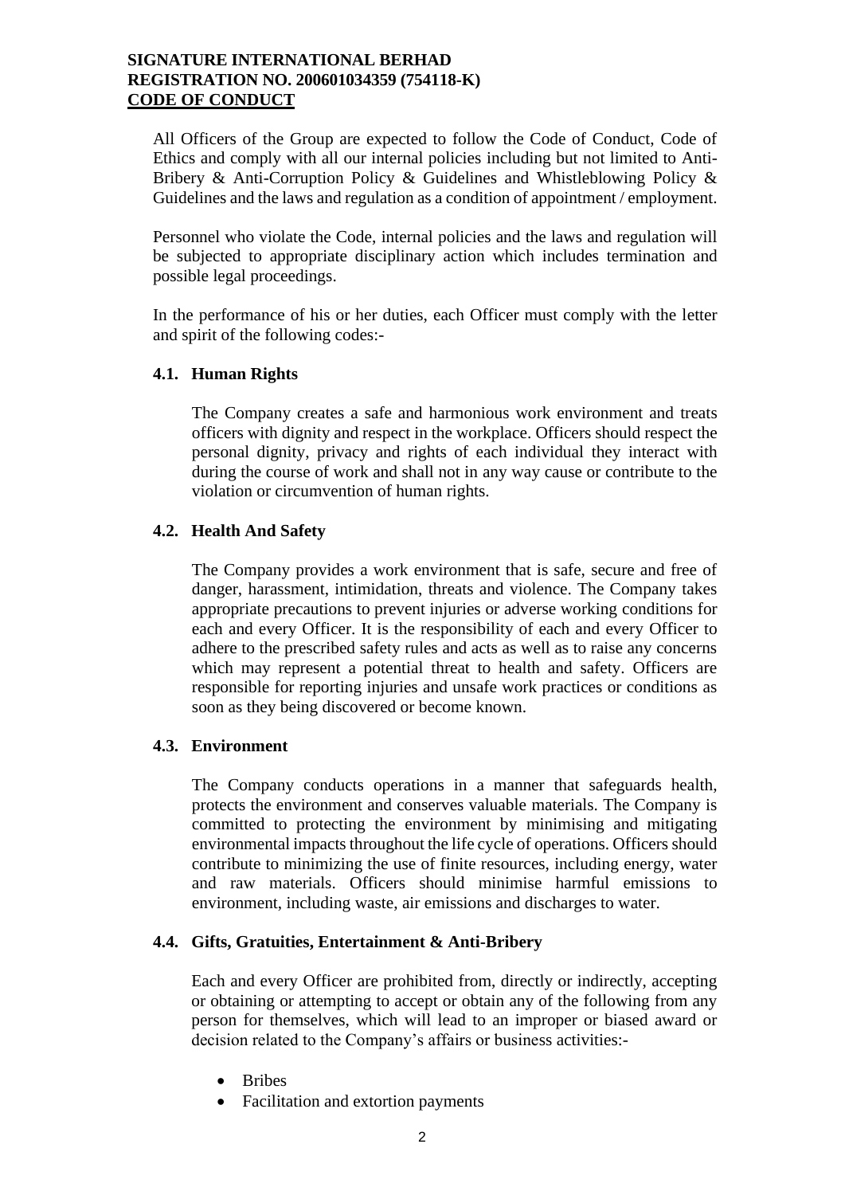All Officers of the Group are expected to follow the Code of Conduct, Code of Ethics and comply with all our internal policies including but not limited to Anti-Bribery & Anti-Corruption Policy & Guidelines and Whistleblowing Policy & Guidelines and the laws and regulation as a condition of appointment / employment.

Personnel who violate the Code, internal policies and the laws and regulation will be subjected to appropriate disciplinary action which includes termination and possible legal proceedings.

In the performance of his or her duties, each Officer must comply with the letter and spirit of the following codes:-

### 4.1. Human Rights

The Company creates a safe and harmonious work environment and treats officers with dignity and respect in the workplace. Officers should respect the personal dignity, privacy and rights of each individual they interact with during the course of work and shall not in any way cause or contribute to the violation or circumvention of human rights.

### 4.2. Health And Safety

The Company provides a work environment that is safe, secure and free of danger, harassment, intimidation, threats and violence. The Company takes appropriate precautions to prevent injuries or adverse working conditions for each and every Officer. It is the responsibility of each and every Officer to adhere to the prescribed safety rules and acts as well as to raise any concerns which may represent a potential threat to health and safety. Officers are responsible for reporting injuries and unsafe work practices or conditions as soon as they being discovered or become known.

### 4.3. Environment

The Company conducts operations in a manner that safeguards health, protects the environment and conserves valuable materials. The Company is committed to protecting the environment by minimising and mitigating environmental impacts throughout the life cycle of operations. Officers should contribute to minimizing the use of finite resources, including energy, water and raw materials. Officers should minimise harmful emissions to environment, including waste, air emissions and discharges to water.

### 4.4. Gifts, Gratuities, Entertainment & Anti-Bribery

Each and every Officer are prohibited from, directly or indirectly, accepting or obtaining or attempting to accept or obtain any of the following from any person for themselves, which will lead to an improper or biased award or decision related to the Company's affairs or business activities:-

- Bribes
- Facilitation and extortion payments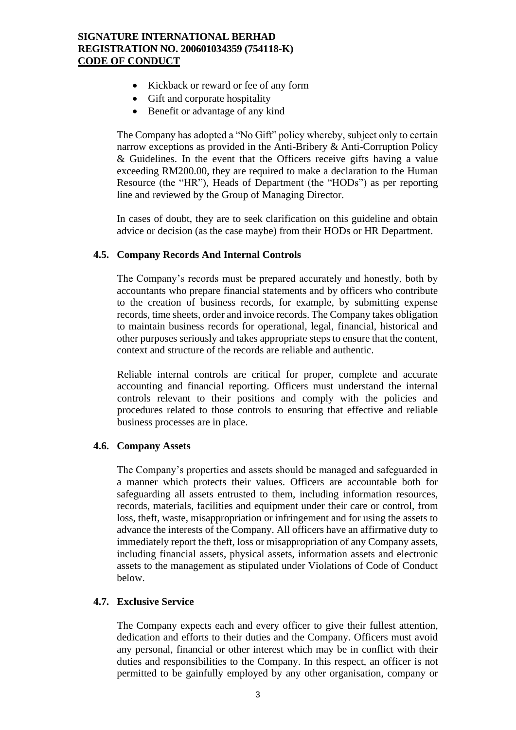- Kickback or reward or fee of any form
- Gift and corporate hospitality
- Benefit or advantage of any kind

The Company has adopted a "No Gift" policy whereby, subject only to certain narrow exceptions as provided in the Anti-Bribery & Anti-Corruption Policy & Guidelines. In the event that the Officers receive gifts having a value exceeding RM200.00, they are required to make a declaration to the Human Resource (the "HR"), Heads of Department (the "HODs") as per reporting line and reviewed by the Group of Managing Director.

In cases of doubt, they are to seek clarification on this guideline and obtain advice or decision (as the case maybe) from their HODs or HR Department.

### 4.5. Company Records And Internal Controls

The Company's records must be prepared accurately and honestly, both by accountants who prepare financial statements and by officers who contribute to the creation of business records, for example, by submitting expense records, time sheets, order and invoice records. The Company takes obligation to maintain business records for operational, legal, financial, historical and other purposes seriously and takes appropriate steps to ensure that the content, context and structure of the records are reliable and authentic.

Reliable internal controls are critical for proper, complete and accurate accounting and financial reporting. Officers must understand the internal controls relevant to their positions and comply with the policies and procedures related to those controls to ensuring that effective and reliable business processes are in place.

### 4.6. Company Assets

The Company's properties and assets should be managed and safeguarded in a manner which protects their values. Officers are accountable both for safeguarding all assets entrusted to them, including information resources, records, materials, facilities and equipment under their care or control, from loss, theft, waste, misappropriation or infringement and for using the assets to advance the interests of the Company. All officers have an affirmative duty to immediately report the theft, loss or misappropriation of any Company assets, including financial assets, physical assets, information assets and electronic assets to the management as stipulated under Violations of Code of Conduct below.

### 4.7. Exclusive Service

The Company expects each and every officer to give their fullest attention, dedication and efforts to their duties and the Company. Officers must avoid any personal, financial or other interest which may be in conflict with their duties and responsibilities to the Company. In this respect, an officer is not permitted to be gainfully employed by any other organisation, company or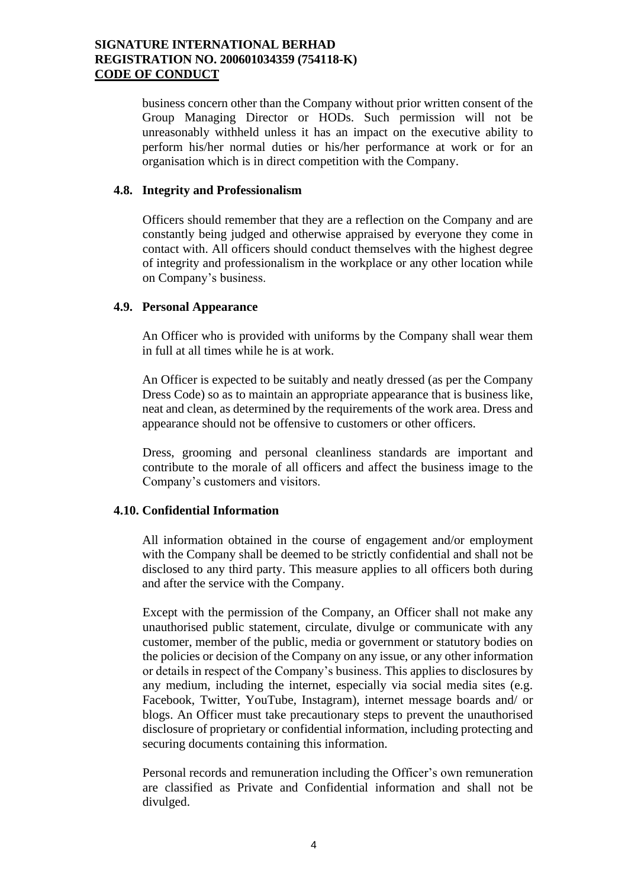business concern other than the Company without prior written consent of the Group Managing Director or HODs. Such permission will not be unreasonably withheld unless it has an impact on the executive ability to perform his/her normal duties or his/her performance at work or for an organisation which is in direct competition with the Company.

### 4.8. Integrity and Professionalism

Officers should remember that they are a reflection on the Company and are constantly being judged and otherwise appraised by everyone they come in contact with. All officers should conduct themselves with the highest degree of integrity and professionalism in the workplace or any other location while on Company's business.

### 4.9. Personal Appearance

An Officer who is provided with uniforms by the Company shall wear them in full at all times while he is at work.

An Officer is expected to be suitably and neatly dressed (as per the Company Dress Code) so as to maintain an appropriate appearance that is business like, neat and clean, as determined by the requirements of the work area. Dress and appearance should not be offensive to customers or other officers.

Dress, grooming and personal cleanliness standards are important and contribute to the morale of all officers and affect the business image to the Company's customers and visitors.

### 4.10. Confidential Information

All information obtained in the course of engagement and/or employment with the Company shall be deemed to be strictly confidential and shall not be disclosed to any third party. This measure applies to all officers both during and after the service with the Company.

Except with the permission of the Company, an Officer shall not make any unauthorised public statement, circulate, divulge or communicate with any customer, member of the public, media or government or statutory bodies on the policies or decision of the Company on any issue, or any other information or details in respect of the Company's business. This applies to disclosures by any medium, including the internet, especially via social media sites (e.g. Facebook, Twitter, YouTube, Instagram), internet message boards and/ or blogs. An Officer must take precautionary steps to prevent the unauthorised disclosure of proprietary or confidential information, including protecting and securing documents containing this information.

Personal records and remuneration including the Officer's own remuneration are classified as Private and Confidential information and shall not be divulged.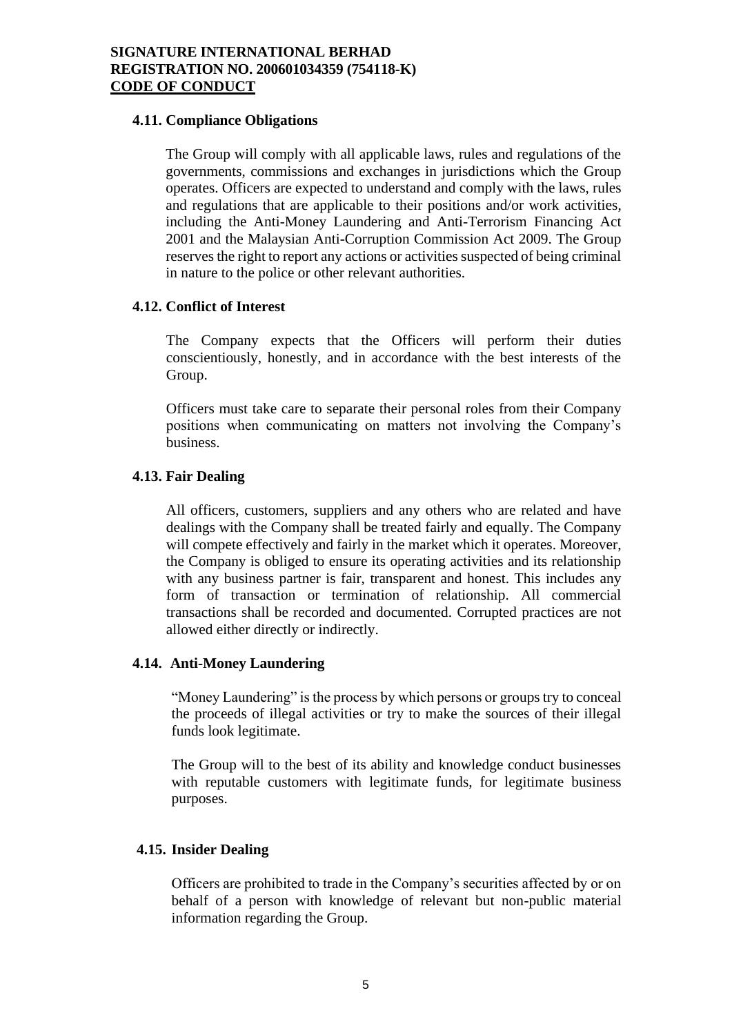### 4.11. Compliance Obligations

The Group will comply with all applicable laws, rules and regulations of the governments, commissions and exchanges in jurisdictions which the Group operates. Officers are expected to understand and comply with the laws, rules and regulations that are applicable to their positions and/or work activities, including the Anti-Money Laundering and Anti-Terrorism Financing Act 2001 and the Malaysian Anti-Corruption Commission Act 2009. The Group reserves the right to report any actions or activities suspected of being criminal in nature to the police or other relevant authorities.

### 4.12. Conflict of Interest

The Company expects that the Officers will perform their duties conscientiously, honestly, and in accordance with the best interests of the Group.

Officers must take care to separate their personal roles from their Company positions when communicating on matters not involving the Company's business.

### 4.13. Fair Dealing

All officers, customers, suppliers and any others who are related and have dealings with the Company shall be treated fairly and equally. The Company will compete effectively and fairly in the market which it operates. Moreover, the Company is obliged to ensure its operating activities and its relationship with any business partner is fair, transparent and honest. This includes any form of transaction or termination of relationship. All commercial transactions shall be recorded and documented. Corrupted practices are not allowed either directly or indirectly.

### 4.14. Anti-Money Laundering

"Money Laundering" is the process by which persons or groups try to conceal the proceeds of illegal activities or try to make the sources of their illegal funds look legitimate.

The Group will to the best of its ability and knowledge conduct businesses with reputable customers with legitimate funds, for legitimate business purposes.

### 4.15. Insider Dealing

Officers are prohibited to trade in the Company's securities affected by or on behalf of a person with knowledge of relevant but non-public material information regarding the Group.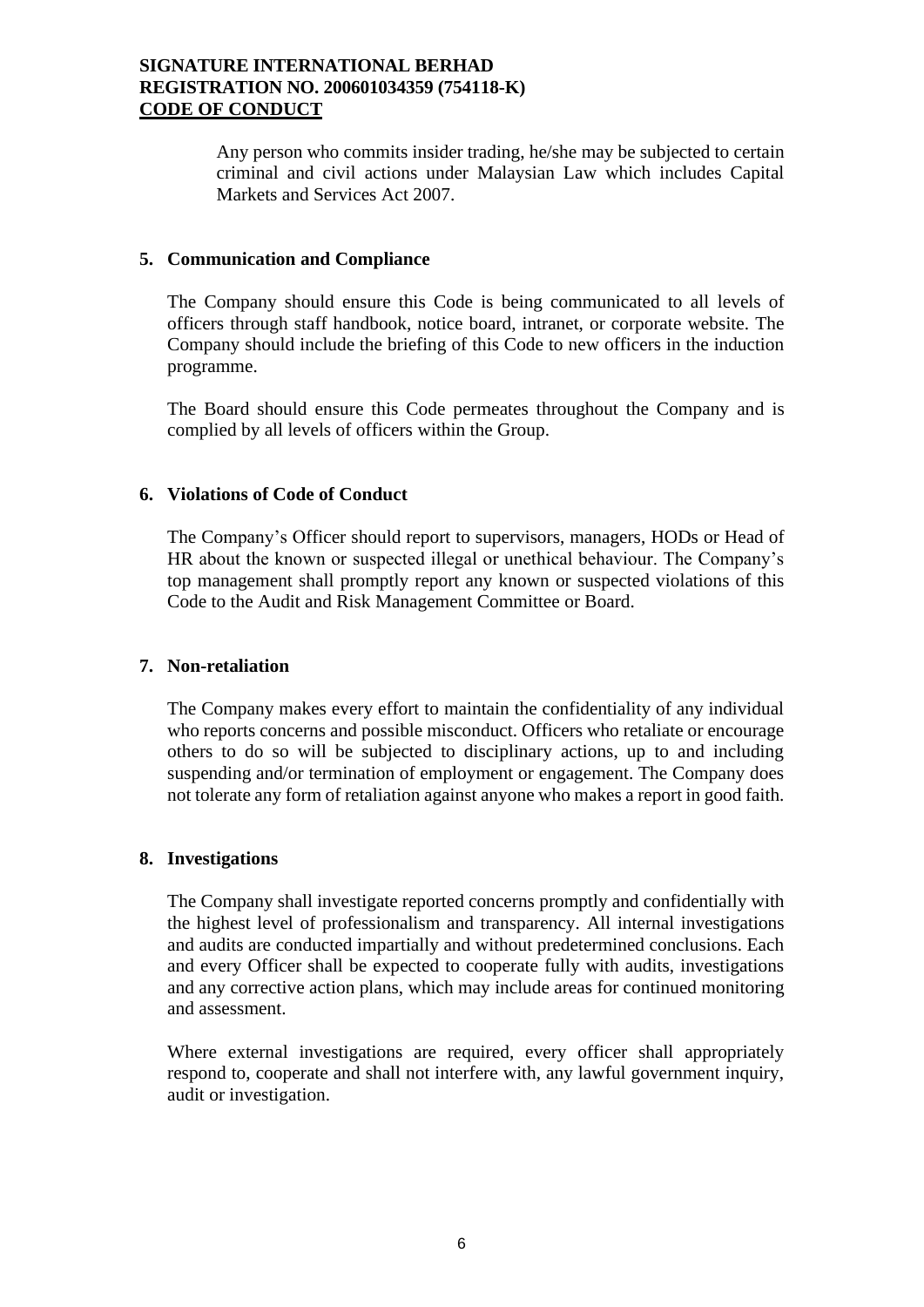Any person who commits insider trading, he/she may be subjected to certain criminal and civil actions under Malaysian Law which includes Capital Markets and Services Act 2007.

## 5. Communication and Compliance

The Company should ensure this Code is being communicated to all levels of officers through staff handbook, notice board, intranet, or corporate website. The Company should include the briefing of this Code to new officers in the induction programme.

The Board should ensure this Code permeates throughout the Company and is complied by all levels of officers within the Group.

## 6. Violations of Code of Conduct

The Company's Officer should report to supervisors, managers, HODs or Head of HR about the known or suspected illegal or unethical behaviour. The Company's top management shall promptly report any known or suspected violations of this Code to the Audit and Risk Management Committee or Board.

## 7. Non-retaliation

The Company makes every effort to maintain the confidentiality of any individual who reports concerns and possible misconduct. Officers who retaliate or encourage others to do so will be subjected to disciplinary actions, up to and including suspending and/or termination of employment or engagement. The Company does not tolerate any form of retaliation against anyone who makes a report in good faith.

## 8. Investigations

The Company shall investigate reported concerns promptly and confidentially with the highest level of professionalism and transparency. All internal investigations and audits are conducted impartially and without predetermined conclusions. Each and every Officer shall be expected to cooperate fully with audits, investigations and any corrective action plans, which may include areas for continued monitoring and assessment.

Where external investigations are required, every officer shall appropriately respond to, cooperate and shall not interfere with, any lawful government inquiry, audit or investigation.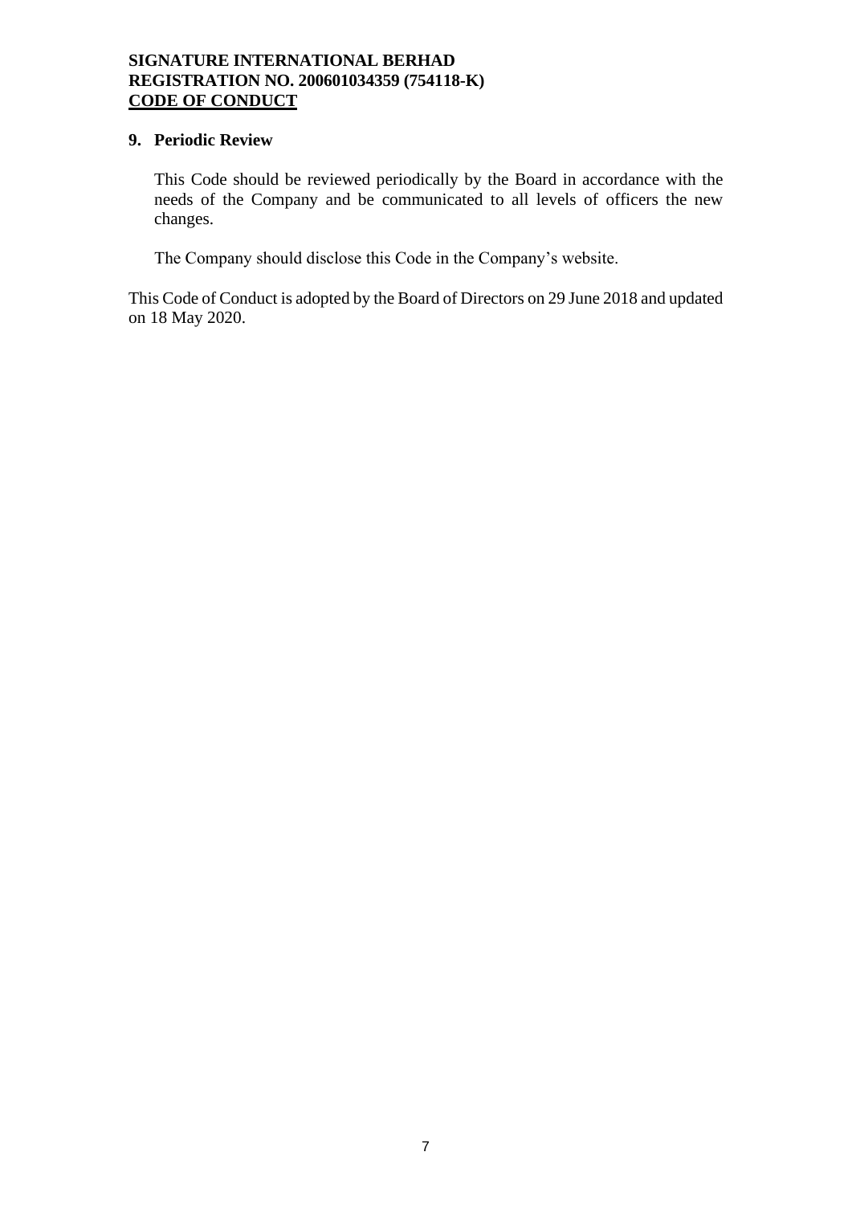## 9. Periodic Review

This Code should be reviewed periodically by the Board in accordance with the needs of the Company and be communicated to all levels of officers the new changes.

The Company should disclose this Code in the Company's website.

This Code of Conduct is adopted by the Board of Directors on 29 June 2018 and updated on 18 May 2020.